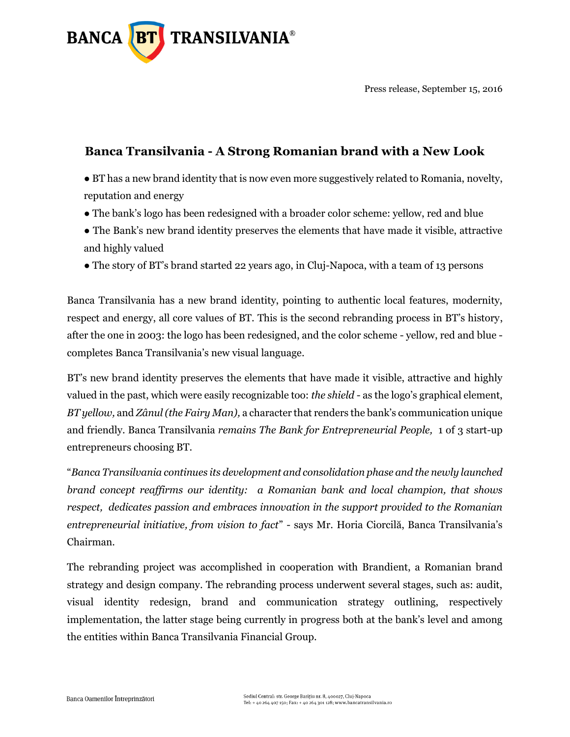BANCA BT TRANSILVANIA®

Press release, September 15, 2016

## Banca Transilvania - A Strong Romanian brand with a New Look

- BT has a new brand identity that is now even more suggestively related to Romania, novelty, reputation and energy
- The bank's logo has been redesigned with a broader color scheme: yellow, red and blue
- The Bank's new brand identity preserves the elements that have made it visible, attractive and highly valued
- The story of BT's brand started 22 years ago, in Cluj-Napoca, with a team of 13 persons

Banca Transilvania has a new brand identity, pointing to authentic local features, modernity, respect and energy, all core values of BT. This is the second rebranding process in BT's history, after the one in 2003: the logo has been redesigned, and the color scheme - yellow, red and blue - completes Banca Transilvania's new visual language.

BT's new brand identity preserves the elements that have made it visible, attractive and highly valued in the past, which were easily recognizable too: *the shield* - as the logo's graphical element, *BT yellow,* and *Zânul (the Fairy Man),* a character that renders the bank's communication unique and friendly. Banca Transilvania *remains The Bank for Entrepreneurial People,* 1 of 3 start-up entrepreneurs choosing BT.

"*Banca Transilvania continues its development and consolidation phase and the newly launched brand concept reaffirms our identity: a Romanian bank and local champion, that shows respect, dedicates passion and embraces innovation in the support provided to the Romanian entrepreneurial initiative, from vision to fact*" - says Mr. Horia Ciorcilă, Banca Transilvania's Chairman.

The rebranding project was accomplished in cooperation with Brandient, a Romanian brand strategy and design company. The rebranding process underwent several stages, such as: audit, visual identity redesign, brand and communication strategy outlining, respectively implementation, the latter stage being currently in progress both at the bank's level and among the entities within Banca Transilvania Financial Group.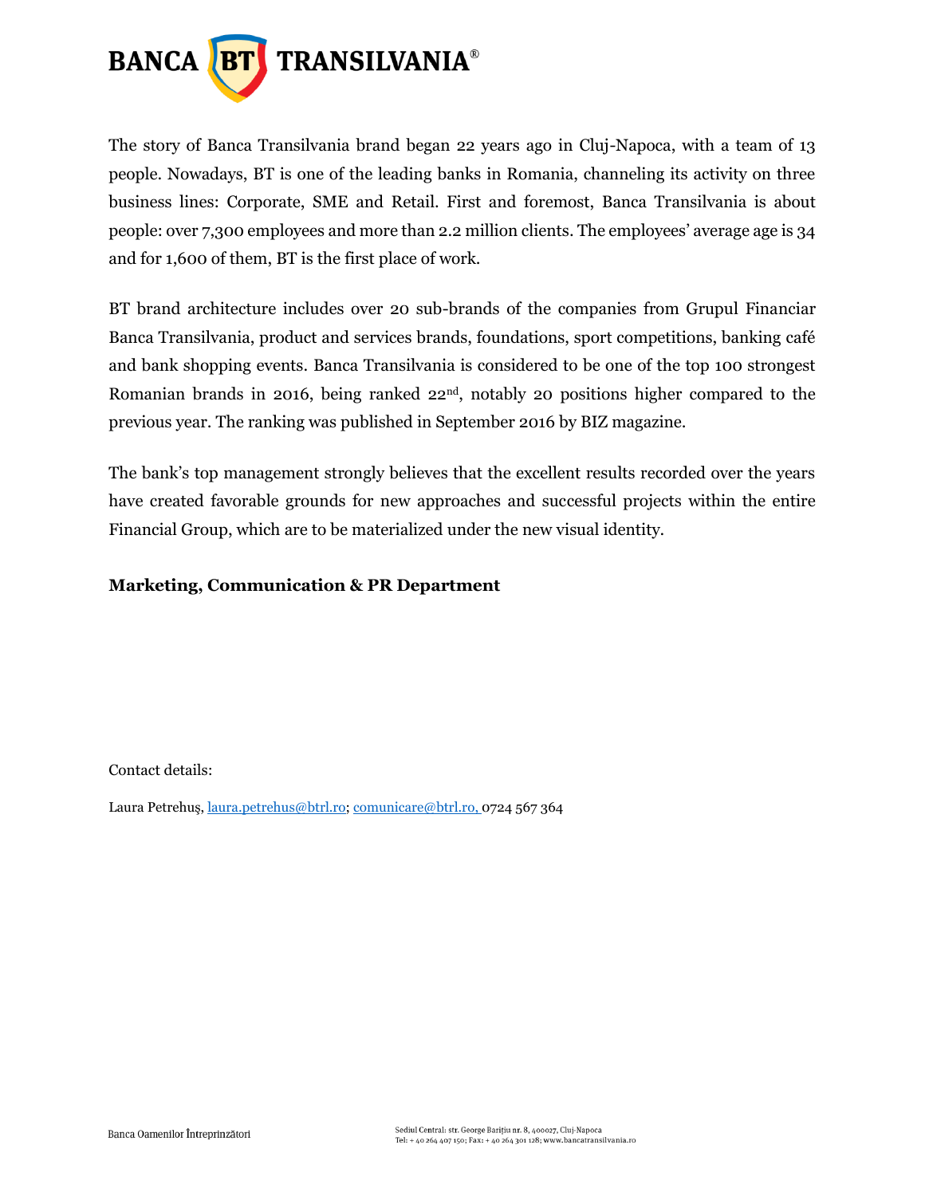The story of Banca Transilvania brand began 22 years ago in Cluj-Napoca, with a team of 13 people. Nowadays, BT is one of the leading banks in Romania, channeling its activity on three business lines: Corporate, SME and Retail. First and foremost, Banca Transilvania is about people: over 7,300 employees and more than 2.2 million clients. The employees' average age is 34 and for 1,600 of them, BT is the first place of work.

BT brand architecture includes over 20 sub-brands of the companies from Grupul Financiar Banca Transilvania, product and services brands, foundations, sport competitions, banking café and bank shopping events. Banca Transilvania is considered to be one of the top 100 strongest Romanian brands in 2016, being ranked 22nd, notably 20 positions higher compared to the previous year. The ranking was published in September 2016 by BIZ magazine.

The bank's top management strongly believes that the excellent results recorded over the years have created favorable grounds for new approaches and successful projects within the entire Financial Group, which are to be materialized under the new visual identity.

**Marketing, Communication & PR Department**

Contact details:

Laura Petrehuş, laura.petrehus@btrl.ro; comunicare@btrl.ro, 0724 567 364